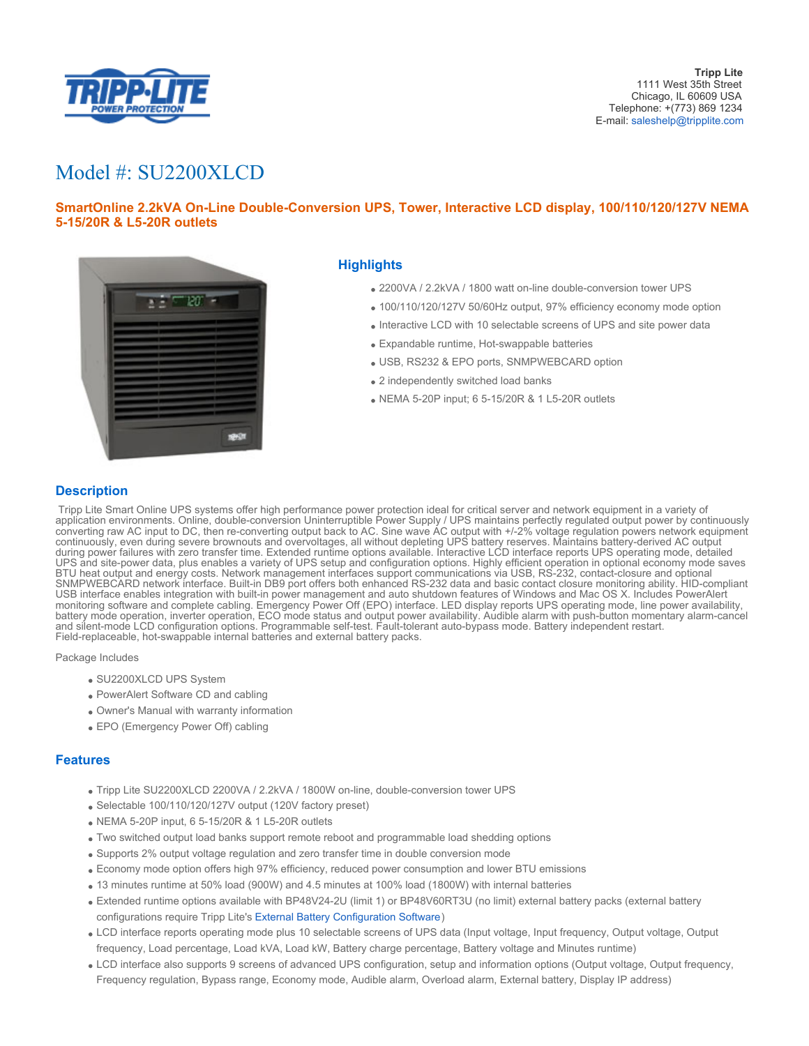**Tripp Lite**
1111 West 35th Street
Chicago, IL 60609 USA
Telephone: +(773) 869 1234
E-mail: saleshelp@tripplite.com

# Model #: SU2200XLCD

**SmartOnline 2.2kVA On-Line Double-Conversion UPS, Tower, Interactive LCD display, 100/110/120/127V NEMA 5-15/20R & L5-20R outlets**

## Highlights

- 2200VA / 2.2kVA / 1800 watt on-line double-conversion tower UPS
- 100/110/120/127V 50/60Hz output, 97% efficiency economy mode option
- Interactive LCD with 10 selectable screens of UPS and site power data
- Expandable runtime, Hot-swappable batteries
- USB, RS232 & EPO ports, SNMPWEBCARD option
- 2 independently switched load banks
- NEMA 5-20P input; 6 5-15/20R & 1 L5-20R outlets

## Description

Tripp Lite Smart Online UPS systems offer high performance power protection ideal for critical server and network equipment in a variety of application environments. Online, double-conversion Uninterruptible Power Supply / UPS maintains perfectly regulated output power by continuously converting raw AC input to DC, then re-converting output back to AC. Sine wave AC output with +/-2% voltage regulation powers network equipment continuously, even during severe brownouts and overvoltages, all without depleting UPS battery reserves. Maintains battery-derived AC output during power failures with zero transfer time. Extended runtime options available. Interactive LCD interface reports UPS operating mode, detailed UPS and site-power data, plus enables a variety of UPS setup and configuration options. Highly efficient operation in optional economy mode saves BTU heat output and energy costs. Network management interfaces support communications via USB, RS-232, contact-closure and optional SNMPWEBCARD network interface. Built-in DB9 port offers both enhanced RS-232 data and basic contact closure monitoring ability. HID-compliant USB interface enables integration with built-in power management and auto shutdown features of Windows and Mac OS X. Includes PowerAlert monitoring software and complete cabling. Emergency Power Off (EPO) interface. LED display reports UPS operating mode, line power availability, battery mode operation, inverter operation, ECO mode status and output power availability. Audible alarm with push-button momentary alarm-cancel and silent-mode LCD configuration options. Programmable self-test. Fault-tolerant auto-bypass mode. Battery independent restart. Field-replaceable, hot-swappable internal batteries and external battery packs.

Package Includes

- SU2200XLCD UPS System
- PowerAlert Software CD and cabling
- Owner's Manual with warranty information
- EPO (Emergency Power Off) cabling

## Features

- Tripp Lite SU2200XLCD 2200VA / 2.2kVA / 1800W on-line, double-conversion tower UPS
- Selectable 100/110/120/127V output (120V factory preset)
- NEMA 5-20P input, 6 5-15/20R & 1 L5-20R outlets
- Two switched output load banks support remote reboot and programmable load shedding options
- Supports 2% output voltage regulation and zero transfer time in double conversion mode
- Economy mode option offers high 97% efficiency, reduced power consumption and lower BTU emissions
- 13 minutes runtime at 50% load (900W) and 4.5 minutes at 100% load (1800W) with internal batteries
- Extended runtime options available with BP48V24-2U (limit 1) or BP48V60RT3U (no limit) external battery packs (external battery configurations require Tripp Lite's External Battery Configuration Software)
- LCD interface reports operating mode plus 10 selectable screens of UPS data (Input voltage, Input frequency, Output voltage, Output frequency, Load percentage, Load kVA, Load kW, Battery charge percentage, Battery voltage and Minutes runtime)
- LCD interface also supports 9 screens of advanced UPS configuration, setup and information options (Output voltage, Output frequency, Frequency regulation, Bypass range, Economy mode, Audible alarm, Overload alarm, External battery, Display IP address)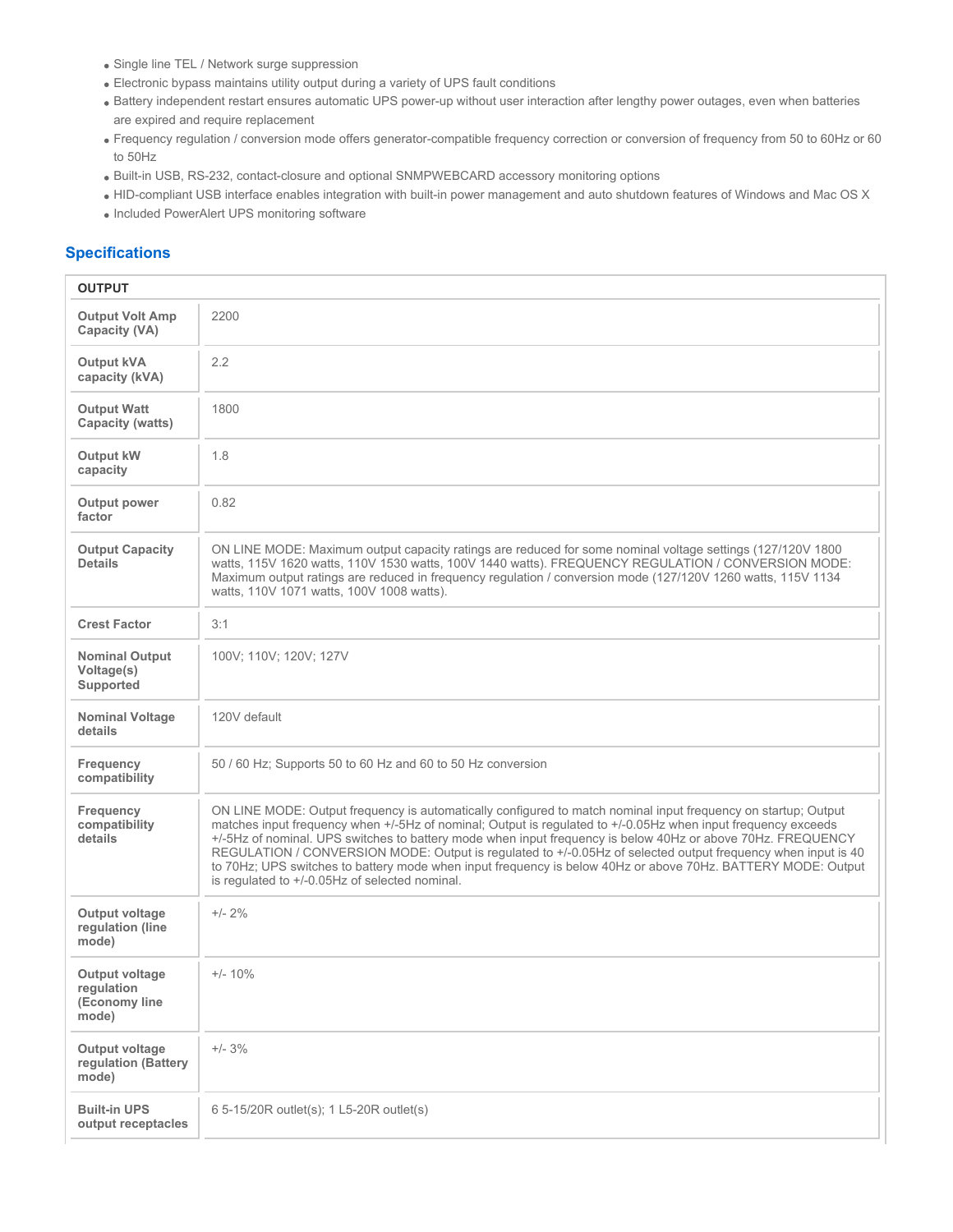- Single line TEL / Network surge suppression
- Electronic bypass maintains utility output during a variety of UPS fault conditions
- Battery independent restart ensures automatic UPS power-up without user interaction after lengthy power outages, even when batteries are expired and require replacement
- Frequency regulation / conversion mode offers generator-compatible frequency correction or conversion of frequency from 50 to 60Hz or 60 to 50Hz
- Built-in USB, RS-232, contact-closure and optional SNMPWEBCARD accessory monitoring options
- HID-compliant USB interface enables integration with built-in power management and auto shutdown features of Windows and Mac OS X
- Included PowerAlert UPS monitoring software

## Specifications

| OUTPUT | |
|---|---|
| **Output Volt Amp Capacity (VA)** | 2200 |
| **Output kVA capacity (kVA)** | 2.2 |
| **Output Watt Capacity (watts)** | 1800 |
| **Output kW capacity** | 1.8 |
| **Output power factor** | 0.82 |
| **Output Capacity Details** | ON LINE MODE: Maximum output capacity ratings are reduced for some nominal voltage settings (127/120V 1800 watts, 115V 1620 watts, 110V 1530 watts, 100V 1440 watts). FREQUENCY REGULATION / CONVERSION MODE: Maximum output ratings are reduced in frequency regulation / conversion mode (127/120V 1260 watts, 115V 1134 watts, 110V 1071 watts, 100V 1008 watts). |
| **Crest Factor** | 3:1 |
| **Nominal Output Voltage(s) Supported** | 100V; 110V; 120V; 127V |
| **Nominal Voltage details** | 120V default |
| **Frequency compatibility** | 50 / 60 Hz; Supports 50 to 60 Hz and 60 to 50 Hz conversion |
| **Frequency compatibility details** | ON LINE MODE: Output frequency is automatically configured to match nominal input frequency on startup; Output matches input frequency when +/-5Hz of nominal; Output is regulated to +/-0.05Hz when input frequency exceeds +/-5Hz of nominal. UPS switches to battery mode when input frequency is below 40Hz or above 70Hz. FREQUENCY REGULATION / CONVERSION MODE: Output is regulated to +/-0.05Hz of selected output frequency when input is 40 to 70Hz; UPS switches to battery mode when input frequency is below 40Hz or above 70Hz. BATTERY MODE: Output is regulated to +/-0.05Hz of selected nominal. |
| **Output voltage regulation (line mode)** | +/- 2% |
| **Output voltage regulation (Economy line mode)** | +/- 10% |
| **Output voltage regulation (Battery mode)** | +/- 3% |
| **Built-in UPS output receptacles** | 6 5-15/20R outlet(s); 1 L5-20R outlet(s) |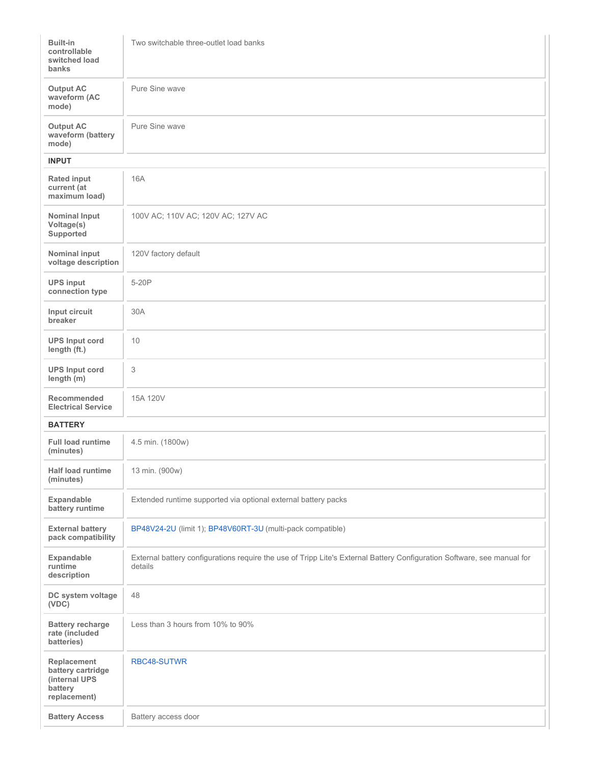| | |
|---|---|
| **Built-in controllable switched load banks** | Two switchable three-outlet load banks |
| **Output AC waveform (AC mode)** | Pure Sine wave |
| **Output AC waveform (battery mode)** | Pure Sine wave |
| **INPUT** | |
| **Rated input current (at maximum load)** | 16A |
| **Nominal Input Voltage(s) Supported** | 100V AC; 110V AC; 120V AC; 127V AC |
| **Nominal input voltage description** | 120V factory default |
| **UPS input connection type** | 5-20P |
| **Input circuit breaker** | 30A |
| **UPS Input cord length (ft.)** | 10 |
| **UPS Input cord length (m)** | 3 |
| **Recommended Electrical Service** | 15A 120V |
| **BATTERY** | |
| **Full load runtime (minutes)** | 4.5 min. (1800w) |
| **Half load runtime (minutes)** | 13 min. (900w) |
| **Expandable battery runtime** | Extended runtime supported via optional external battery packs |
| **External battery pack compatibility** | BP48V24-2U (limit 1); BP48V60RT-3U (multi-pack compatible) |
| **Expandable runtime description** | External battery configurations require the use of Tripp Lite's External Battery Configuration Software, see manual for details |
| **DC system voltage (VDC)** | 48 |
| **Battery recharge rate (included batteries)** | Less than 3 hours from 10% to 90% |
| **Replacement battery cartridge (internal UPS battery replacement)** | RBC48-SUTWR |
| **Battery Access** | Battery access door |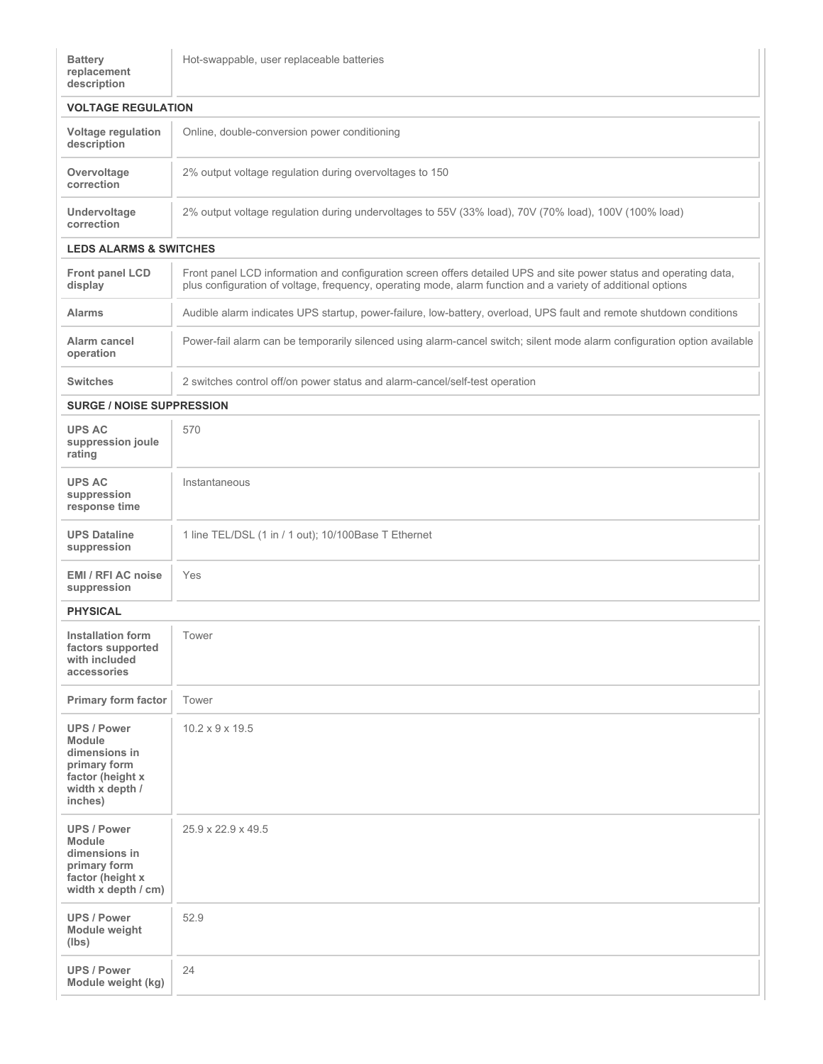| | |
|---|---|
| **Battery replacement description** | Hot-swappable, user replaceable batteries |
| **VOLTAGE REGULATION** | |
| **Voltage regulation description** | Online, double-conversion power conditioning |
| **Overvoltage correction** | 2% output voltage regulation during overvoltages to 150 |
| **Undervoltage correction** | 2% output voltage regulation during undervoltages to 55V (33% load), 70V (70% load), 100V (100% load) |
| **LEDS ALARMS & SWITCHES** | |
| **Front panel LCD display** | Front panel LCD information and configuration screen offers detailed UPS and site power status and operating data, plus configuration of voltage, frequency, operating mode, alarm function and a variety of additional options |
| **Alarms** | Audible alarm indicates UPS startup, power-failure, low-battery, overload, UPS fault and remote shutdown conditions |
| **Alarm cancel operation** | Power-fail alarm can be temporarily silenced using alarm-cancel switch; silent mode alarm configuration option available |
| **Switches** | 2 switches control off/on power status and alarm-cancel/self-test operation |
| **SURGE / NOISE SUPPRESSION** | |
| **UPS AC suppression joule rating** | 570 |
| **UPS AC suppression response time** | Instantaneous |
| **UPS Dataline suppression** | 1 line TEL/DSL (1 in / 1 out); 10/100Base T Ethernet |
| **EMI / RFI AC noise suppression** | Yes |
| **PHYSICAL** | |
| **Installation form factors supported with included accessories** | Tower |
| **Primary form factor** | Tower |
| **UPS / Power Module dimensions in primary form factor (height x width x depth / inches)** | 10.2 x 9 x 19.5 |
| **UPS / Power Module dimensions in primary form factor (height x width x depth / cm)** | 25.9 x 22.9 x 49.5 |
| **UPS / Power Module weight (lbs)** | 52.9 |
| **UPS / Power Module weight (kg)** | 24 |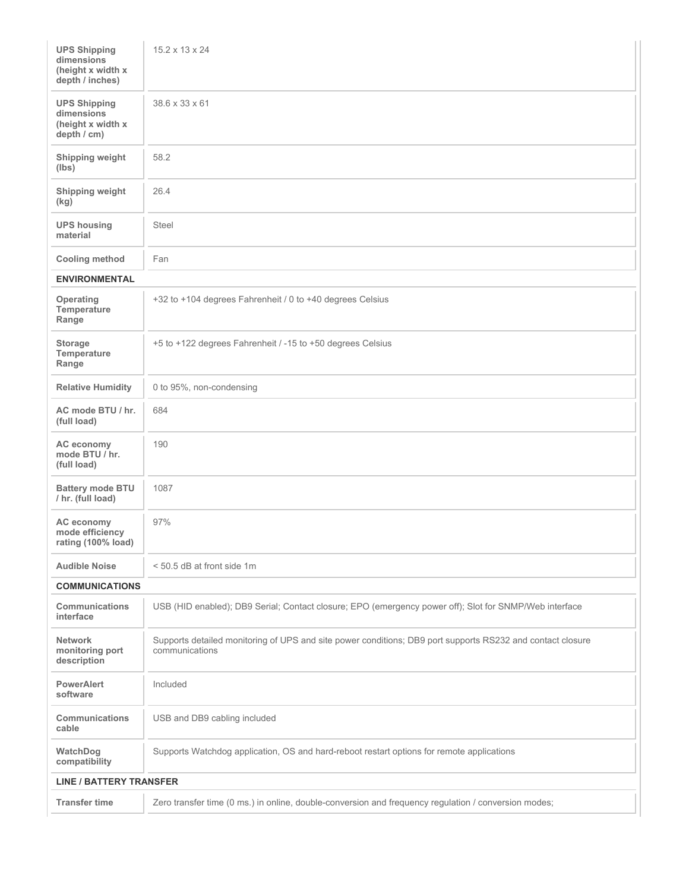| | |
|---|---|
| **UPS Shipping dimensions (height x width x depth / inches)** | 15.2 x 13 x 24 |
| **UPS Shipping dimensions (height x width x depth / cm)** | 38.6 x 33 x 61 |
| **Shipping weight (lbs)** | 58.2 |
| **Shipping weight (kg)** | 26.4 |
| **UPS housing material** | Steel |
| **Cooling method** | Fan |
| **ENVIRONMENTAL** | |
| **Operating Temperature Range** | +32 to +104 degrees Fahrenheit / 0 to +40 degrees Celsius |
| **Storage Temperature Range** | +5 to +122 degrees Fahrenheit / -15 to +50 degrees Celsius |
| **Relative Humidity** | 0 to 95%, non-condensing |
| **AC mode BTU / hr. (full load)** | 684 |
| **AC economy mode BTU / hr. (full load)** | 190 |
| **Battery mode BTU / hr. (full load)** | 1087 |
| **AC economy mode efficiency rating (100% load)** | 97% |
| **Audible Noise** | < 50.5 dB at front side 1m |
| **COMMUNICATIONS** | |
| **Communications interface** | USB (HID enabled); DB9 Serial; Contact closure; EPO (emergency power off); Slot for SNMP/Web interface |
| **Network monitoring port description** | Supports detailed monitoring of UPS and site power conditions; DB9 port supports RS232 and contact closure communications |
| **PowerAlert software** | Included |
| **Communications cable** | USB and DB9 cabling included |
| **WatchDog compatibility** | Supports Watchdog application, OS and hard-reboot restart options for remote applications |
| **LINE / BATTERY TRANSFER** | |
| **Transfer time** | Zero transfer time (0 ms.) in online, double-conversion and frequency regulation / conversion modes; |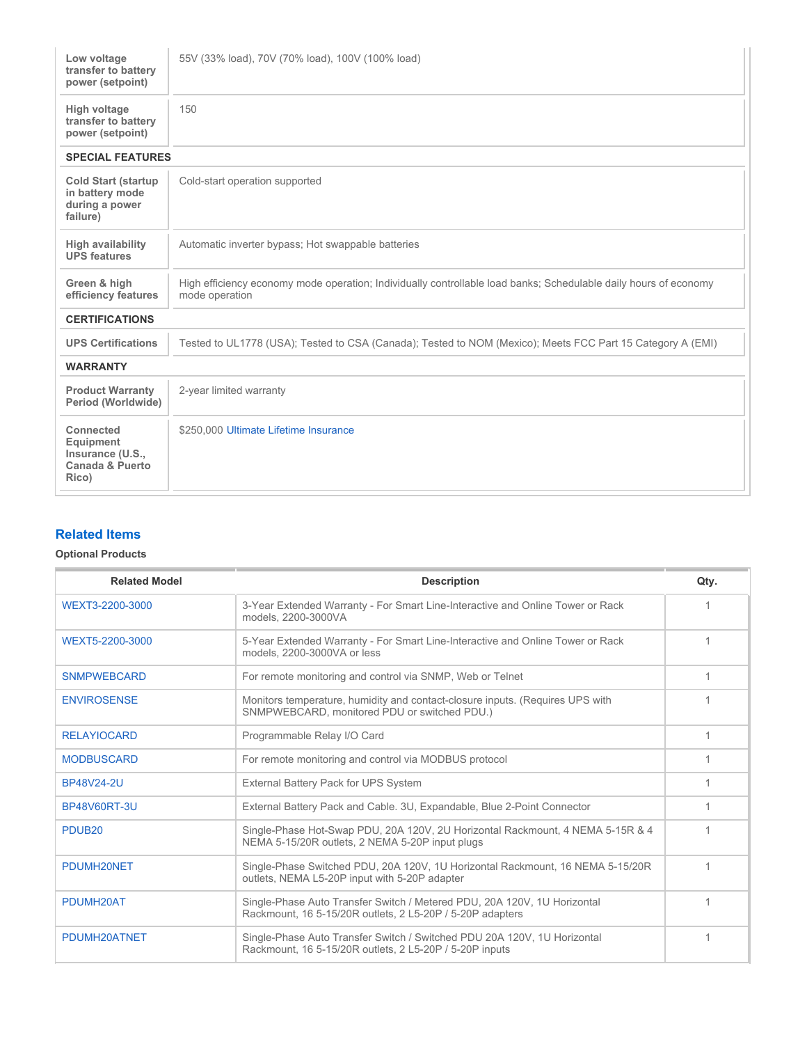| | |
|---|---|
| **Low voltage transfer to battery power (setpoint)** | 55V (33% load), 70V (70% load), 100V (100% load) |
| **High voltage transfer to battery power (setpoint)** | 150 |
| **SPECIAL FEATURES** | |
| **Cold Start (startup in battery mode during a power failure)** | Cold-start operation supported |
| **High availability UPS features** | Automatic inverter bypass; Hot swappable batteries |
| **Green & high efficiency features** | High efficiency economy mode operation; Individually controllable load banks; Schedulable daily hours of economy mode operation |
| **CERTIFICATIONS** | |
| **UPS Certifications** | Tested to UL1778 (USA); Tested to CSA (Canada); Tested to NOM (Mexico); Meets FCC Part 15 Category A (EMI) |
| **WARRANTY** | |
| **Product Warranty Period (Worldwide)** | 2-year limited warranty |
| **Connected Equipment Insurance (U.S., Canada & Puerto Rico)** | $250,000 Ultimate Lifetime Insurance |

## Related Items

**Optional Products**

| Related Model | Description | Qty. |
|---|---|---|
| WEXT3-2200-3000 | 3-Year Extended Warranty - For Smart Line-Interactive and Online Tower or Rack models, 2200-3000VA | 1 |
| WEXT5-2200-3000 | 5-Year Extended Warranty - For Smart Line-Interactive and Online Tower or Rack models, 2200-3000VA or less | 1 |
| SNMPWEBCARD | For remote monitoring and control via SNMP, Web or Telnet | 1 |
| ENVIROSENSE | Monitors temperature, humidity and contact-closure inputs. (Requires UPS with SNMPWEBCARD, monitored PDU or switched PDU.) | 1 |
| RELAYIOCARD | Programmable Relay I/O Card | 1 |
| MODBUSCARD | For remote monitoring and control via MODBUS protocol | 1 |
| BP48V24-2U | External Battery Pack for UPS System | 1 |
| BP48V60RT-3U | External Battery Pack and Cable. 3U, Expandable, Blue 2-Point Connector | 1 |
| PDUB20 | Single-Phase Hot-Swap PDU, 20A 120V, 2U Horizontal Rackmount, 4 NEMA 5-15R & 4 NEMA 5-15/20R outlets, 2 NEMA 5-20P input plugs | 1 |
| PDUMH20NET | Single-Phase Switched PDU, 20A 120V, 1U Horizontal Rackmount, 16 NEMA 5-15/20R outlets, NEMA L5-20P input with 5-20P adapter | 1 |
| PDUMH20AT | Single-Phase Auto Transfer Switch / Metered PDU, 20A 120V, 1U Horizontal Rackmount, 16 5-15/20R outlets, 2 L5-20P / 5-20P adapters | 1 |
| PDUMH20ATNET | Single-Phase Auto Transfer Switch / Switched PDU 20A 120V, 1U Horizontal Rackmount, 16 5-15/20R outlets, 2 L5-20P / 5-20P inputs | 1 |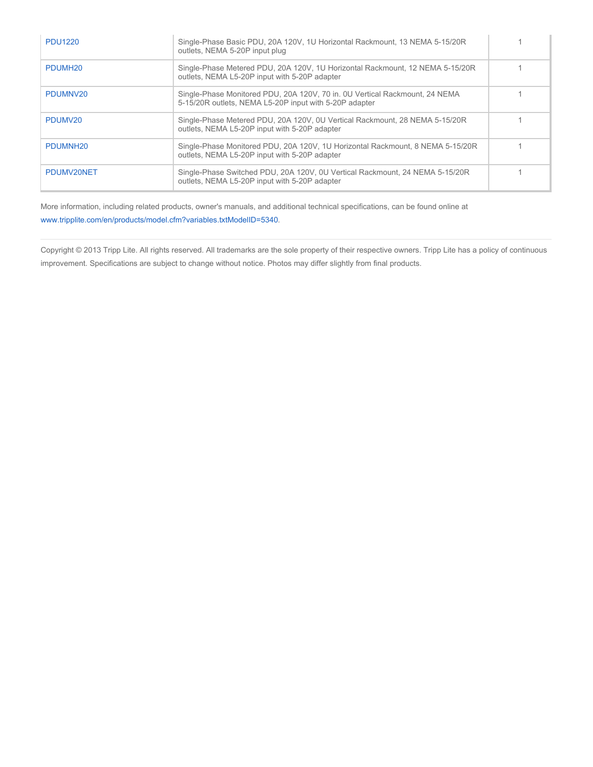| | | |
|---|---|---|
| PDU1220 | Single-Phase Basic PDU, 20A 120V, 1U Horizontal Rackmount, 13 NEMA 5-15/20R outlets, NEMA 5-20P input plug | 1 |
| PDUMH20 | Single-Phase Metered PDU, 20A 120V, 1U Horizontal Rackmount, 12 NEMA 5-15/20R outlets, NEMA L5-20P input with 5-20P adapter | 1 |
| PDUMNV20 | Single-Phase Monitored PDU, 20A 120V, 70 in. 0U Vertical Rackmount, 24 NEMA 5-15/20R outlets, NEMA L5-20P input with 5-20P adapter | 1 |
| PDUMV20 | Single-Phase Metered PDU, 20A 120V, 0U Vertical Rackmount, 28 NEMA 5-15/20R outlets, NEMA L5-20P input with 5-20P adapter | 1 |
| PDUMNH20 | Single-Phase Monitored PDU, 20A 120V, 1U Horizontal Rackmount, 8 NEMA 5-15/20R outlets, NEMA L5-20P input with 5-20P adapter | 1 |
| PDUMV20NET | Single-Phase Switched PDU, 20A 120V, 0U Vertical Rackmount, 24 NEMA 5-15/20R outlets, NEMA L5-20P input with 5-20P adapter | 1 |

More information, including related products, owner's manuals, and additional technical specifications, can be found online at www.tripplite.com/en/products/model.cfm?variables.txtModelID=5340.

Copyright © 2013 Tripp Lite. All rights reserved. All trademarks are the sole property of their respective owners. Tripp Lite has a policy of continuous improvement. Specifications are subject to change without notice. Photos may differ slightly from final products.